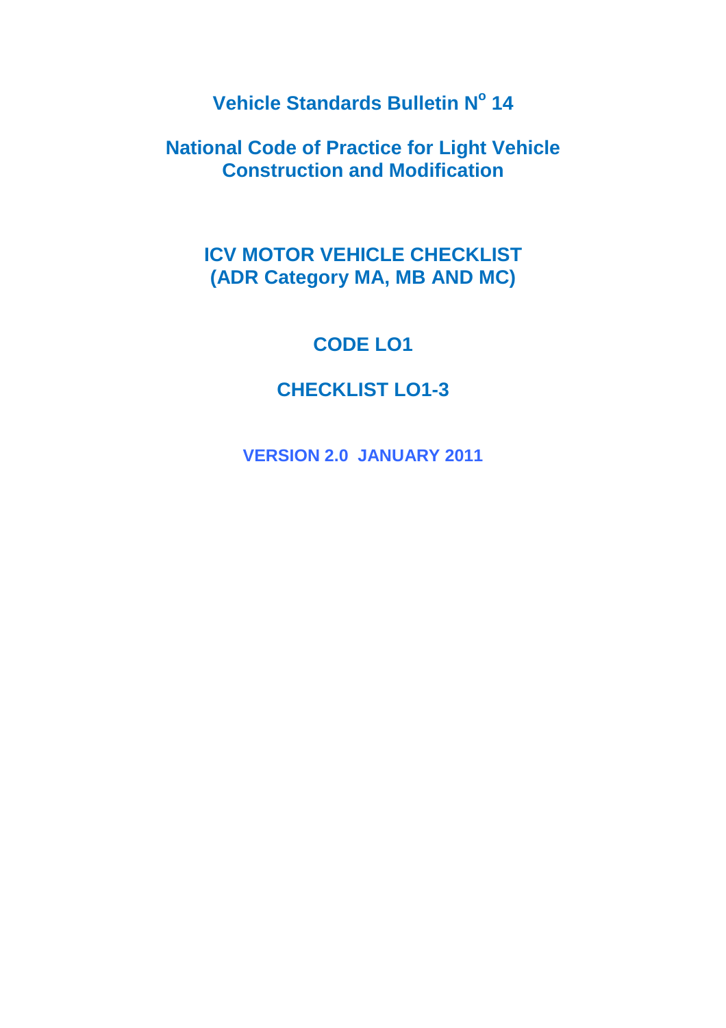# Vehicle Standards Bulletin N° 14

# National Code of Practice for Light Vehicle Construction and Modification

## ICV MOTOR VEHICLE CHECKLIST (ADR Category MA, MB AND MC)

## CODE LO1

## CHECKLIST LO1-3

**VERSION 2.0 JANUARY 2011**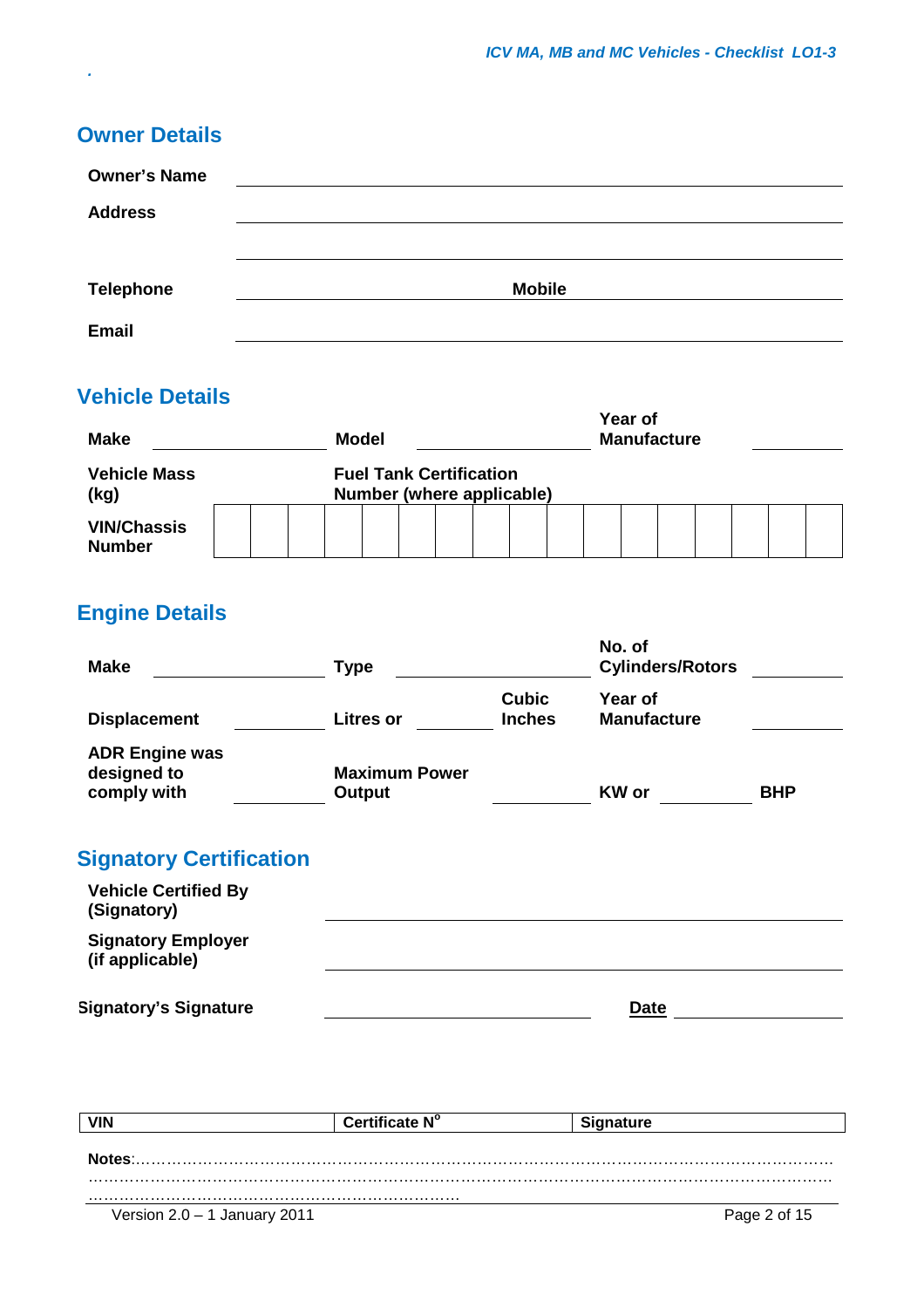## Owner Details

**Owner's Name** ______________________________

**Address** ______________________________

______________________________

**Telephone** ______________ **Mobile** ______________

**Email** ______________________________

## Vehicle Details

**Make** ______________ **Model** ______________ **Year of Manufacture** __________

**Vehicle Mass (kg)** **Fuel Tank Certification Number (where applicable)**

| **VIN/Chassis Number** | | | | | | | | | | | | | | | | | |
|---|---|---|---|---|---|---|---|---|---|---|---|---|---|---|---|---|---|

## Engine Details

**Make** ______________ **Type** ______________ **No. of Cylinders/Rotors** __________

**Displacement** __________ **Litres or** __________ **Cubic Inches** **Year of Manufacture** __________

**ADR Engine was designed to comply with** __________ **Maximum Power Output** __________ **KW or** __________ **BHP**

## Signatory Certification

**Vehicle Certified By (Signatory)** ______________________________

**Signatory Employer (if applicable)** ______________________________

**Signatory's Signature** ______________________ **Date** ______________

| VIN | Certificate N° | Signature |
|---|---|---|

**Notes**:……………………………………………………………………………………………………………………
……………………………………………………………………………………………………………………………
……………………………………………………………………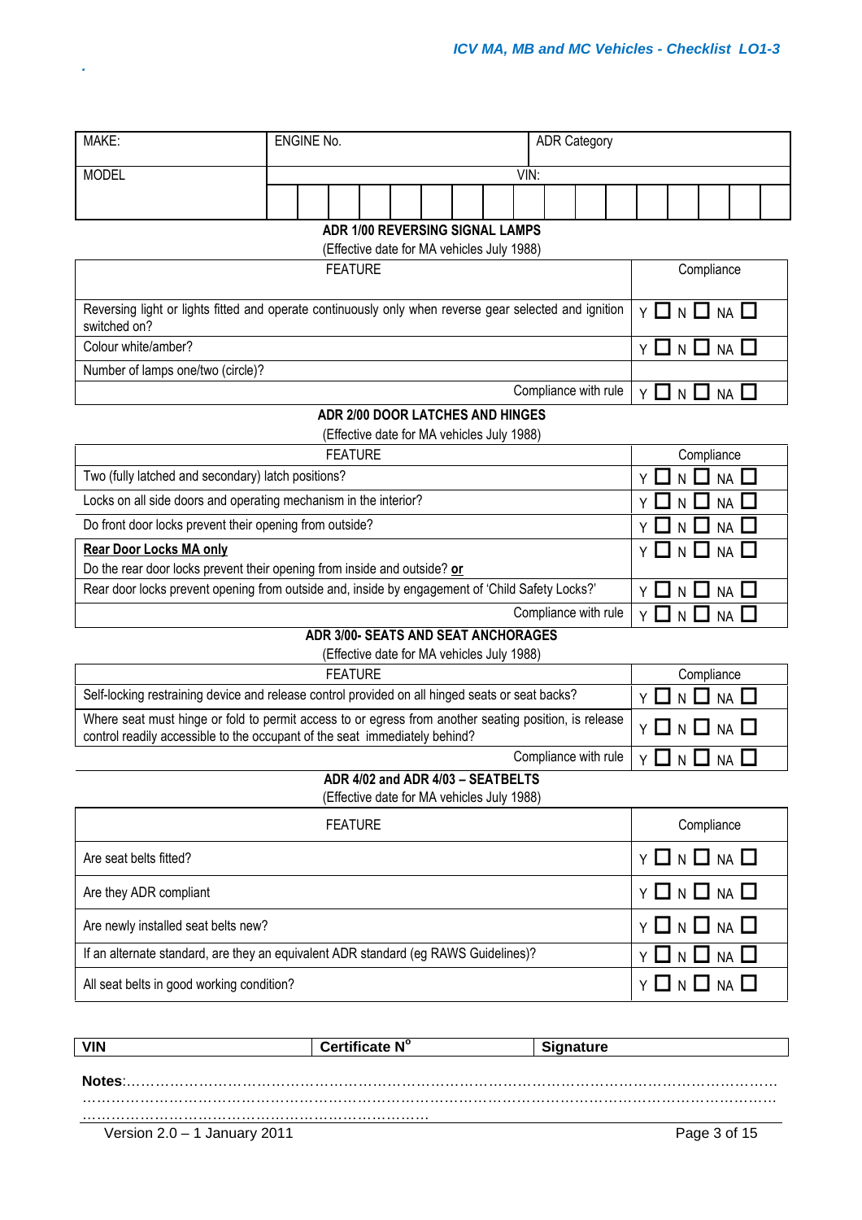| MAKE: | ENGINE No. | ADR Category |
|---|---|---|
| MODEL | VIN: | |

## ADR 1/00 REVERSING SIGNAL LAMPS

(Effective date for MA vehicles July 1988)

| FEATURE | Compliance |
|---|---|
| Reversing light or lights fitted and operate continuously only when reverse gear selected and ignition switched on? | Y ☐ N ☐ NA ☐ |
| Colour white/amber? | Y ☐ N ☐ NA ☐ |
| Number of lamps one/two (circle)? | |
| Compliance with rule | Y ☐ N ☐ NA ☐ |

## ADR 2/00 DOOR LATCHES AND HINGES

(Effective date for MA vehicles July 1988)

| FEATURE | Compliance |
|---|---|
| Two (fully latched and secondary) latch positions? | Y ☐ N ☐ NA ☐ |
| Locks on all side doors and operating mechanism in the interior? | Y ☐ N ☐ NA ☐ |
| Do front door locks prevent their opening from outside? | Y ☐ N ☐ NA ☐ |
| **Rear Door Locks MA only** Do the rear door locks prevent their opening from inside and outside? **or** | Y ☐ N ☐ NA ☐ |
| Rear door locks prevent opening from outside and, inside by engagement of 'Child Safety Locks?' | Y ☐ N ☐ NA ☐ |
| Compliance with rule | Y ☐ N ☐ NA ☐ |

## ADR 3/00- SEATS AND SEAT ANCHORAGES

(Effective date for MA vehicles July 1988)

| FEATURE | Compliance |
|---|---|
| Self-locking restraining device and release control provided on all hinged seats or seat backs? | Y ☐ N ☐ NA ☐ |
| Where seat must hinge or fold to permit access to or egress from another seating position, is release control readily accessible to the occupant of the seat immediately behind? | Y ☐ N ☐ NA ☐ |
| Compliance with rule | Y ☐ N ☐ NA ☐ |

## ADR 4/02 and ADR 4/03 – SEATBELTS

(Effective date for MA vehicles July 1988)

| FEATURE | Compliance |
|---|---|
| Are seat belts fitted? | Y ☐ N ☐ NA ☐ |
| Are they ADR compliant | Y ☐ N ☐ NA ☐ |
| Are newly installed seat belts new? | Y ☐ N ☐ NA ☐ |
| If an alternate standard, are they an equivalent ADR standard (eg RAWS Guidelines)? | Y ☐ N ☐ NA ☐ |
| All seat belts in good working condition? | Y ☐ N ☐ NA ☐ |

| VIN | Certificate N° | Signature |
|---|---|---|

**Notes**:……………………………………………………………………………………………………………………
…………………………………………………………………………………………………………………………
…………………………………………………………………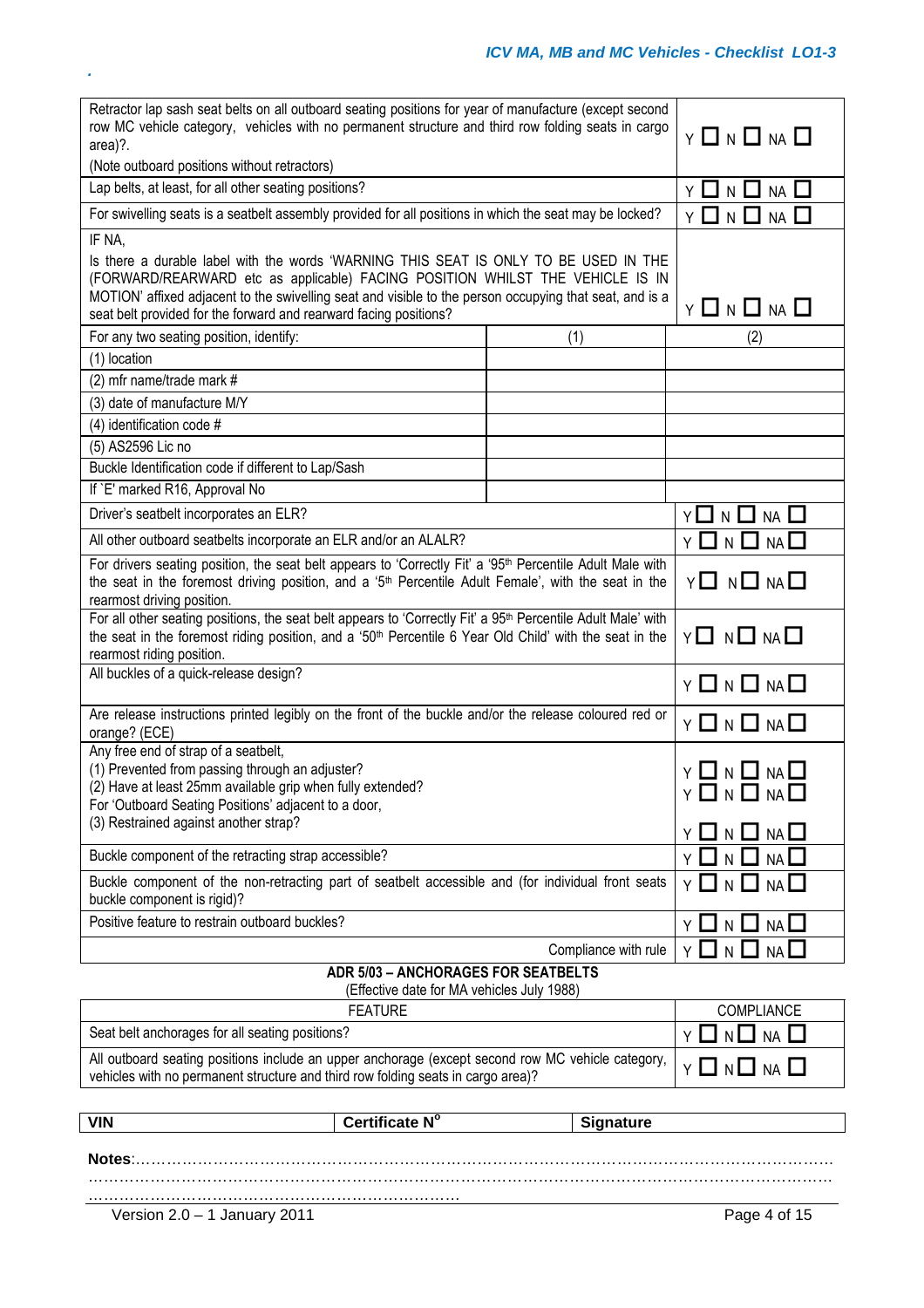| | | |
|---|---|---|
| Retractor lap sash seat belts on all outboard seating positions for year of manufacture (except second row MC vehicle category, vehicles with no permanent structure and third row folding seats in cargo area)?.<br>(Note outboard positions without retractors) | | Y ☐ N ☐ NA ☐ |
| Lap belts, at least, for all other seating positions? | | Y ☐ N ☐ NA ☐ |
| For swivelling seats is a seatbelt assembly provided for all positions in which the seat may be locked? | | Y ☐ N ☐ NA ☐ |
| IF NA,<br>Is there a durable label with the words 'WARNING THIS SEAT IS ONLY TO BE USED IN THE (FORWARD/REARWARD etc as applicable) FACING POSITION WHILST THE VEHICLE IS IN MOTION' affixed adjacent to the swivelling seat and visible to the person occupying that seat, and is a seat belt provided for the forward and rearward facing positions? | | Y ☐ N ☐ NA ☐ |
| For any two seating position, identify: | (1) | (2) |
| (1) location | | |
| (2) mfr name/trade mark # | | |
| (3) date of manufacture M/Y | | |
| (4) identification code # | | |
| (5) AS2596 Lic no | | |
| Buckle Identification code if different to Lap/Sash | | |
| If `E' marked R16, Approval No | | |
| Driver's seatbelt incorporates an ELR? | | Y ☐ N ☐ NA ☐ |
| All other outboard seatbelts incorporate an ELR and/or an ALALR? | | Y ☐ N ☐ NA ☐ |
| For drivers seating position, the seat belt appears to 'Correctly Fit' a '95th Percentile Adult Male with the seat in the foremost driving position, and a '5th Percentile Adult Female', with the seat in the rearmost driving position. | | Y ☐ N ☐ NA ☐ |
| For all other seating positions, the seat belt appears to 'Correctly Fit' a 95th Percentile Adult Male' with the seat in the foremost riding position, and a '50th Percentile 6 Year Old Child' with the seat in the rearmost riding position. | | Y ☐ N ☐ NA ☐ |
| All buckles of a quick-release design? | | Y ☐ N ☐ NA ☐ |
| Are release instructions printed legibly on the front of the buckle and/or the release coloured red or orange? (ECE) | | Y ☐ N ☐ NA ☐ |
| Any free end of strap of a seatbelt,<br>(1) Prevented from passing through an adjuster?<br>(2) Have at least 25mm available grip when fully extended?<br>For 'Outboard Seating Positions' adjacent to a door,<br>(3) Restrained against another strap? | | Y ☐ N ☐ NA ☐<br>Y ☐ N ☐ NA ☐<br>Y ☐ N ☐ NA ☐ |
| Buckle component of the retracting strap accessible? | | Y ☐ N ☐ NA ☐ |
| Buckle component of the non-retracting part of seatbelt accessible and (for individual front seats buckle component is rigid)? | | Y ☐ N ☐ NA ☐ |
| Positive feature to restrain outboard buckles? | | Y ☐ N ☐ NA ☐ |
| | Compliance with rule | Y ☐ N ☐ NA ☐ |

**ADR 5/03 – ANCHORAGES FOR SEATBELTS**

(Effective date for MA vehicles July 1988)

| FEATURE | COMPLIANCE |
|---|---|
| Seat belt anchorages for all seating positions? | Y ☐ N ☐ NA ☐ |
| All outboard seating positions include an upper anchorage (except second row MC vehicle category, vehicles with no permanent structure and third row folding seats in cargo area)? | Y ☐ N ☐ NA ☐ |

| VIN | Certificate N° | Signature |
|---|---|---|

**Notes**:…………………………………………………………………………………………………………………
…………………………………………………………………………………………………………………………
……………………………………………………………………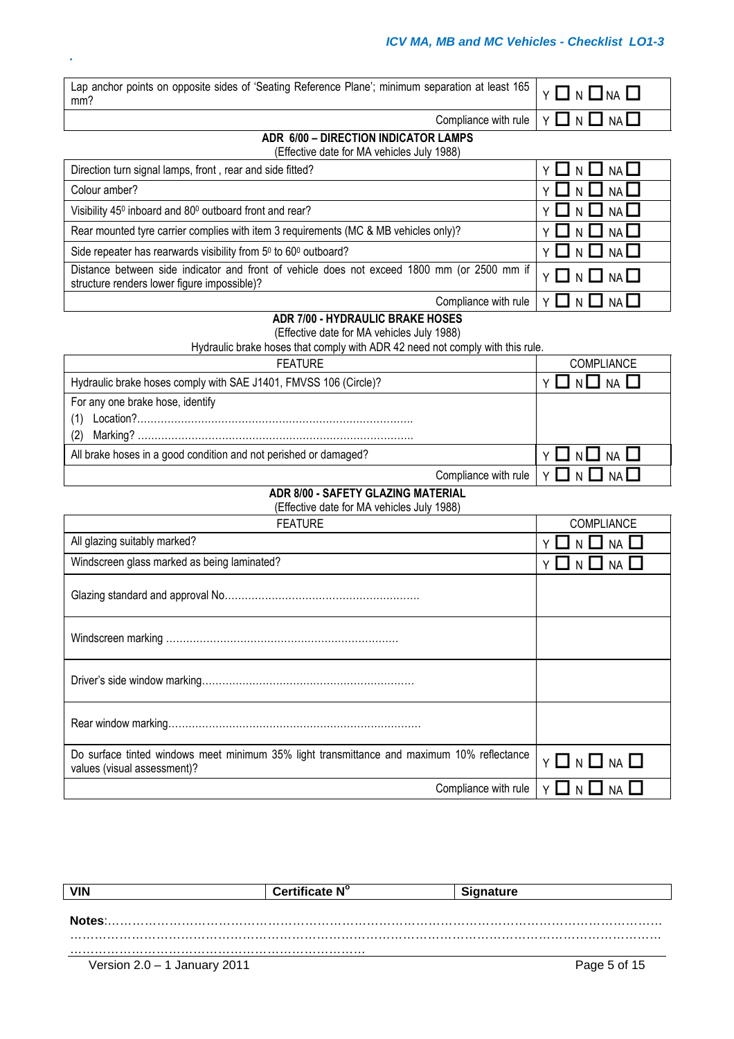| | |
|---|---|
| Lap anchor points on opposite sides of 'Seating Reference Plane'; minimum separation at least 165 mm? | Y ☐ N ☐ NA ☐ |
| Compliance with rule | Y ☐ N ☐ NA ☐ |

## ADR 6/00 – DIRECTION INDICATOR LAMPS

(Effective date for MA vehicles July 1988)

| | |
|---|---|
| Direction turn signal lamps, front , rear and side fitted? | Y ☐ N ☐ NA ☐ |
| Colour amber? | Y ☐ N ☐ NA ☐ |
| Visibility 45⁰ inboard and 80⁰ outboard front and rear? | Y ☐ N ☐ NA ☐ |
| Rear mounted tyre carrier complies with item 3 requirements (MC & MB vehicles only)? | Y ☐ N ☐ NA ☐ |
| Side repeater has rearwards visibility from 5⁰ to 60⁰ outboard? | Y ☐ N ☐ NA ☐ |
| Distance between side indicator and front of vehicle does not exceed 1800 mm (or 2500 mm if structure renders lower figure impossible)? | Y ☐ N ☐ NA ☐ |
| Compliance with rule | Y ☐ N ☐ NA ☐ |

## ADR 7/00 - HYDRAULIC BRAKE HOSES

(Effective date for MA vehicles July 1988)

Hydraulic brake hoses that comply with ADR 42 need not comply with this rule.

| FEATURE | COMPLIANCE |
|---|---|
| Hydraulic brake hoses comply with SAE J1401, FMVSS 106 (Circle)? | Y ☐ N ☐ NA ☐ |
| For any one brake hose, identify<br>(1) Location?……………………………………………………<br>(2) Marking? …………………………………………………… | |
| All brake hoses in a good condition and not perished or damaged? | Y ☐ N ☐ NA ☐ |
| Compliance with rule | Y ☐ N ☐ NA ☐ |

## ADR 8/00 - SAFETY GLAZING MATERIAL

(Effective date for MA vehicles July 1988)

| FEATURE | COMPLIANCE |
|---|---|
| All glazing suitably marked? | Y ☐ N ☐ NA ☐ |
| Windscreen glass marked as being laminated? | Y ☐ N ☐ NA ☐ |
| Glazing standard and approval No………………………………………………… | |
| Windscreen marking …………………………………………………………… | |
| Driver's side window marking……………………………………………………… | |
| Rear window marking………………………………………………………………… | |
| Do surface tinted windows meet minimum 35% light transmittance and maximum 10% reflectance values (visual assessment)? | Y ☐ N ☐ NA ☐ |
| Compliance with rule | Y ☐ N ☐ NA ☐ |

| VIN | Certificate N° | Signature |
|---|---|---|

**Notes**:……………………………………………………………………………………………………………
……………………………………………………………………………………………………………………
……………………………………………………………………

Version 2.0 – 1 January 2011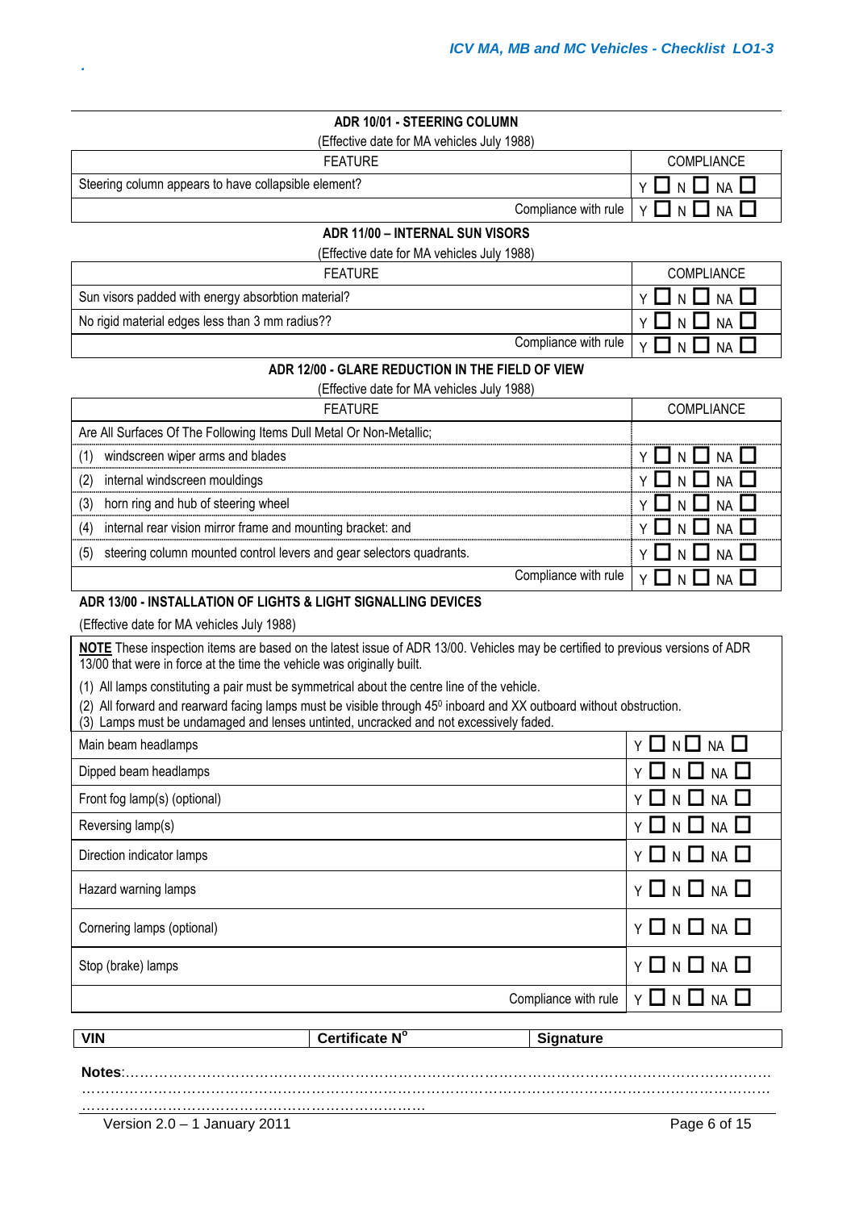### ADR 10/01 - STEERING COLUMN

(Effective date for MA vehicles July 1988)

| FEATURE | COMPLIANCE |
|---|---|
| Steering column appears to have collapsible element? | Y ☐ N ☐ NA ☐ |
| Compliance with rule | Y ☐ N ☐ NA ☐ |

### ADR 11/00 – INTERNAL SUN VISORS

(Effective date for MA vehicles July 1988)

| FEATURE | COMPLIANCE |
|---|---|
| Sun visors padded with energy absorbtion material? | Y ☐ N ☐ NA ☐ |
| No rigid material edges less than 3 mm radius?? | Y ☐ N ☐ NA ☐ |
| Compliance with rule | Y ☐ N ☐ NA ☐ |

### ADR 12/00 - GLARE REDUCTION IN THE FIELD OF VIEW

(Effective date for MA vehicles July 1988)

| FEATURE | COMPLIANCE |
|---|---|
| Are All Surfaces Of The Following Items Dull Metal Or Non-Metallic; | |
| (1) windscreen wiper arms and blades | Y ☐ N ☐ NA ☐ |
| (2) internal windscreen mouldings | Y ☐ N ☐ NA ☐ |
| (3) horn ring and hub of steering wheel | Y ☐ N ☐ NA ☐ |
| (4) internal rear vision mirror frame and mounting bracket: and | Y ☐ N ☐ NA ☐ |
| (5) steering column mounted control levers and gear selectors quadrants. | Y ☐ N ☐ NA ☐ |
| Compliance with rule | Y ☐ N ☐ NA ☐ |

### ADR 13/00 - INSTALLATION OF LIGHTS & LIGHT SIGNALLING DEVICES

(Effective date for MA vehicles July 1988)

**NOTE** These inspection items are based on the latest issue of ADR 13/00. Vehicles may be certified to previous versions of ADR 13/00 that were in force at the time the vehicle was originally built.

(1) All lamps constituting a pair must be symmetrical about the centre line of the vehicle.

(2) All forward and rearward facing lamps must be visible through 45° inboard and XX outboard without obstruction.

(3) Lamps must be undamaged and lenses untinted, uncracked and not excessively faded.

| | |
|---|---|
| Main beam headlamps | Y ☐ N ☐ NA ☐ |
| Dipped beam headlamps | Y ☐ N ☐ NA ☐ |
| Front fog lamp(s) (optional) | Y ☐ N ☐ NA ☐ |
| Reversing lamp(s) | Y ☐ N ☐ NA ☐ |
| Direction indicator lamps | Y ☐ N ☐ NA ☐ |
| Hazard warning lamps | Y ☐ N ☐ NA ☐ |
| Cornering lamps (optional) | Y ☐ N ☐ NA ☐ |
| Stop (brake) lamps | Y ☐ N ☐ NA ☐ |
| Compliance with rule | Y ☐ N ☐ NA ☐ |

| VIN | Certificate N° | Signature |
|---|---|---|

**Notes**:……………………………………………………………………………………………………………………
…………………………………………………………………………………………………………………………
…………………………………………………………………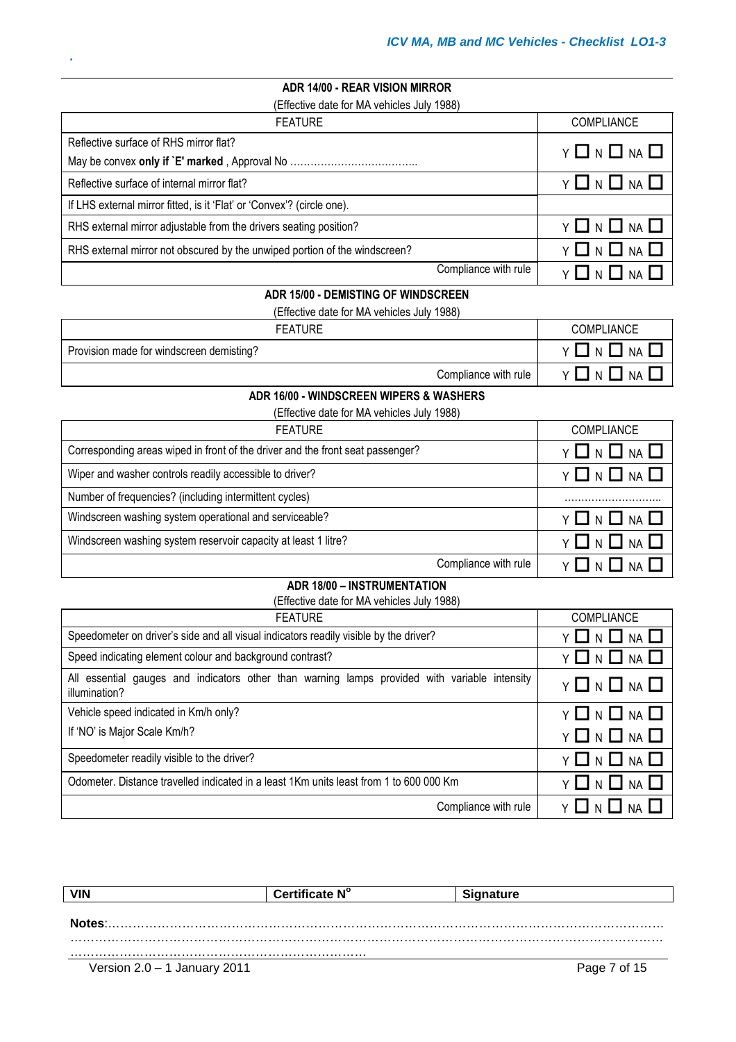## ADR 14/00 - REAR VISION MIRROR

(Effective date for MA vehicles July 1988)

| FEATURE | COMPLIANCE |
|---|---|
| Reflective surface of RHS mirror flat?<br>May be convex **only if `E' marked** , Approval No ……………………………….. | Y ☐ N ☐ NA ☐ |
| Reflective surface of internal mirror flat? | Y ☐ N ☐ NA ☐ |
| If LHS external mirror fitted, is it 'Flat' or 'Convex'? (circle one). | |
| RHS external mirror adjustable from the drivers seating position? | Y ☐ N ☐ NA ☐ |
| RHS external mirror not obscured by the unwiped portion of the windscreen? | Y ☐ N ☐ NA ☐ |
| Compliance with rule | Y ☐ N ☐ NA ☐ |

## ADR 15/00 - DEMISTING OF WINDSCREEN

(Effective date for MA vehicles July 1988)

| FEATURE | COMPLIANCE |
|---|---|
| Provision made for windscreen demisting? | Y ☐ N ☐ NA ☐ |
| Compliance with rule | Y ☐ N ☐ NA ☐ |

## ADR 16/00 - WINDSCREEN WIPERS & WASHERS

(Effective date for MA vehicles July 1988)

| FEATURE | COMPLIANCE |
|---|---|
| Corresponding areas wiped in front of the driver and the front seat passenger? | Y ☐ N ☐ NA ☐ |
| Wiper and washer controls readily accessible to driver? | Y ☐ N ☐ NA ☐ |
| Number of frequencies? (including intermittent cycles) | ……………………….. |
| Windscreen washing system operational and serviceable? | Y ☐ N ☐ NA ☐ |
| Windscreen washing system reservoir capacity at least 1 litre? | Y ☐ N ☐ NA ☐ |
| Compliance with rule | Y ☐ N ☐ NA ☐ |

## ADR 18/00 – INSTRUMENTATION

(Effective date for MA vehicles July 1988)

| FEATURE | COMPLIANCE |
|---|---|
| Speedometer on driver's side and all visual indicators readily visible by the driver? | Y ☐ N ☐ NA ☐ |
| Speed indicating element colour and background contrast? | Y ☐ N ☐ NA ☐ |
| All essential gauges and indicators other than warning lamps provided with variable intensity illumination? | Y ☐ N ☐ NA ☐ |
| Vehicle speed indicated in Km/h only?<br>If 'NO' is Major Scale Km/h? | Y ☐ N ☐ NA ☐<br>Y ☐ N ☐ NA ☐ |
| Speedometer readily visible to the driver? | Y ☐ N ☐ NA ☐ |
| Odometer. Distance travelled indicated in a least 1Km units least from 1 to 600 000 Km | Y ☐ N ☐ NA ☐ |
| Compliance with rule | Y ☐ N ☐ NA ☐ |

| VIN | Certificate N° | Signature |
|---|---|---|
| | | |

**Notes**:………………………………………………………………………………………………………………
………………………………………………………………………………………………………………………
…………………………………………………………………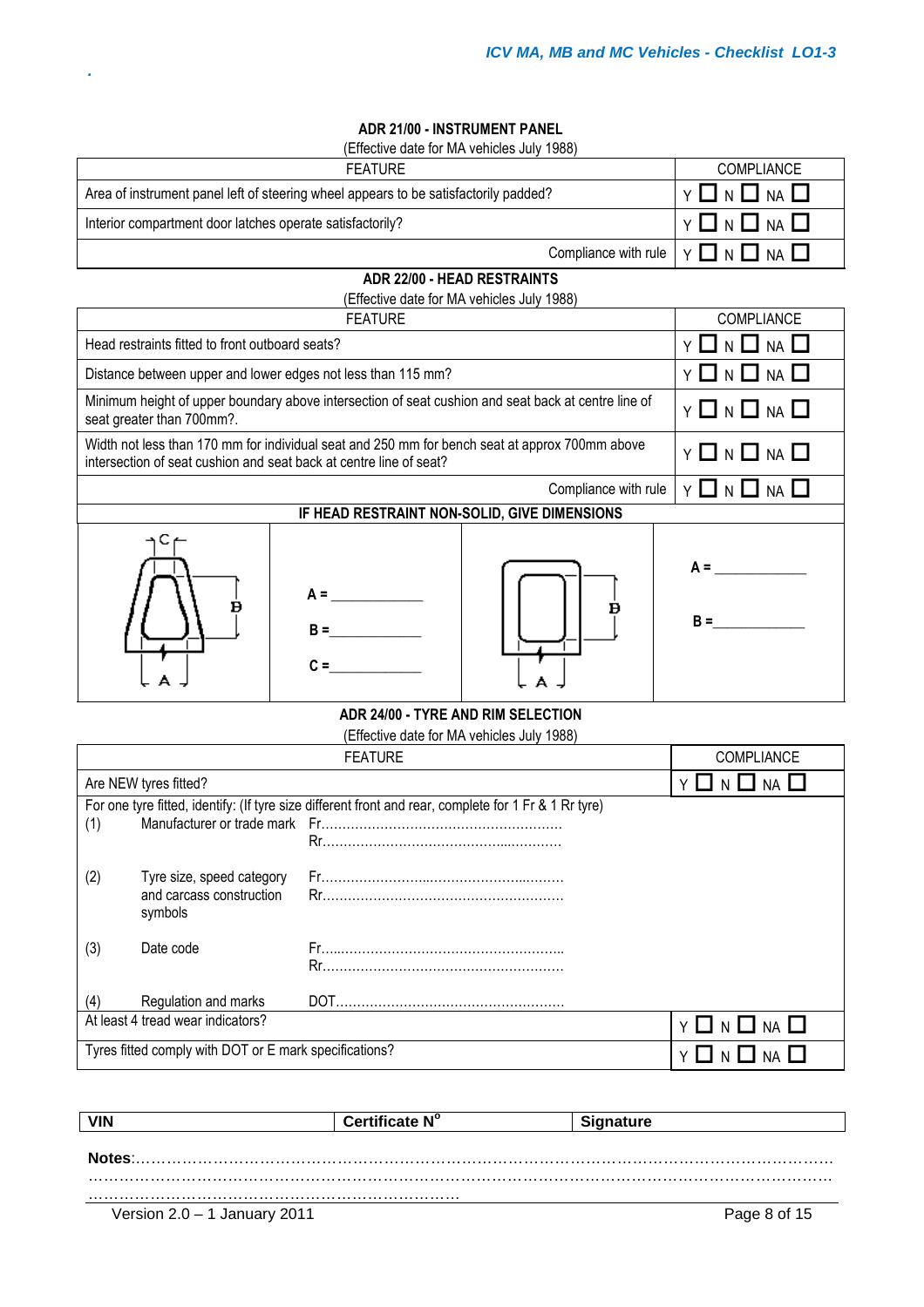## ADR 21/00 - INSTRUMENT PANEL

(Effective date for MA vehicles July 1988)

| FEATURE | COMPLIANCE |
|---|---|
| Area of instrument panel left of steering wheel appears to be satisfactorily padded? | Y ☐ N ☐ NA ☐ |
| Interior compartment door latches operate satisfactorily? | Y ☐ N ☐ NA ☐ |
| Compliance with rule | Y ☐ N ☐ NA ☐ |

## ADR 22/00 - HEAD RESTRAINTS

(Effective date for MA vehicles July 1988)

| FEATURE | COMPLIANCE |
|---|---|
| Head restraints fitted to front outboard seats? | Y ☐ N ☐ NA ☐ |
| Distance between upper and lower edges not less than 115 mm? | Y ☐ N ☐ NA ☐ |
| Minimum height of upper boundary above intersection of seat cushion and seat back at centre line of seat greater than 700mm?. | Y ☐ N ☐ NA ☐ |
| Width not less than 170 mm for individual seat and 250 mm for bench seat at approx 700mm above intersection of seat cushion and seat back at centre line of seat? | Y ☐ N ☐ NA ☐ |
| Compliance with rule | Y ☐ N ☐ NA ☐ |

**IF HEAD RESTRAINT NON-SOLID, GIVE DIMENSIONS**

| | | | |
|---|---|---|---|
| C, B, A | A = ____________<br>B = ____________<br>C = ____________ | B, A | A = ____________<br>B = ____________ |

## ADR 24/00 - TYRE AND RIM SELECTION

(Effective date for MA vehicles July 1988)

| FEATURE | COMPLIANCE |
|---|---|
| Are NEW tyres fitted? | Y ☐ N ☐ NA ☐ |
| For one tyre fitted, identify: (If tyre size different front and rear, complete for 1 Fr & 1 Rr tyre)<br>(1) Manufacturer or trade mark Fr………………………………………<br>Rr………………………………………<br>(2) Tyre size, speed category and carcass construction symbols Fr………………………………………<br>Rr………………………………………<br>(3) Date code Fr………………………………………<br>Rr………………………………………<br>(4) Regulation and marks DOT……………………………………… | |
| At least 4 tread wear indicators? | Y ☐ N ☐ NA ☐ |
| Tyres fitted comply with DOT or E mark specifications? | Y ☐ N ☐ NA ☐ |

| VIN | Certificate N° | Signature |
|---|---|---|

**Notes**:……………………………………………………………………………………………………………
……………………………………………………………………………………………………………………
……………………………………………………………………

Version 2.0 – 1 January 2011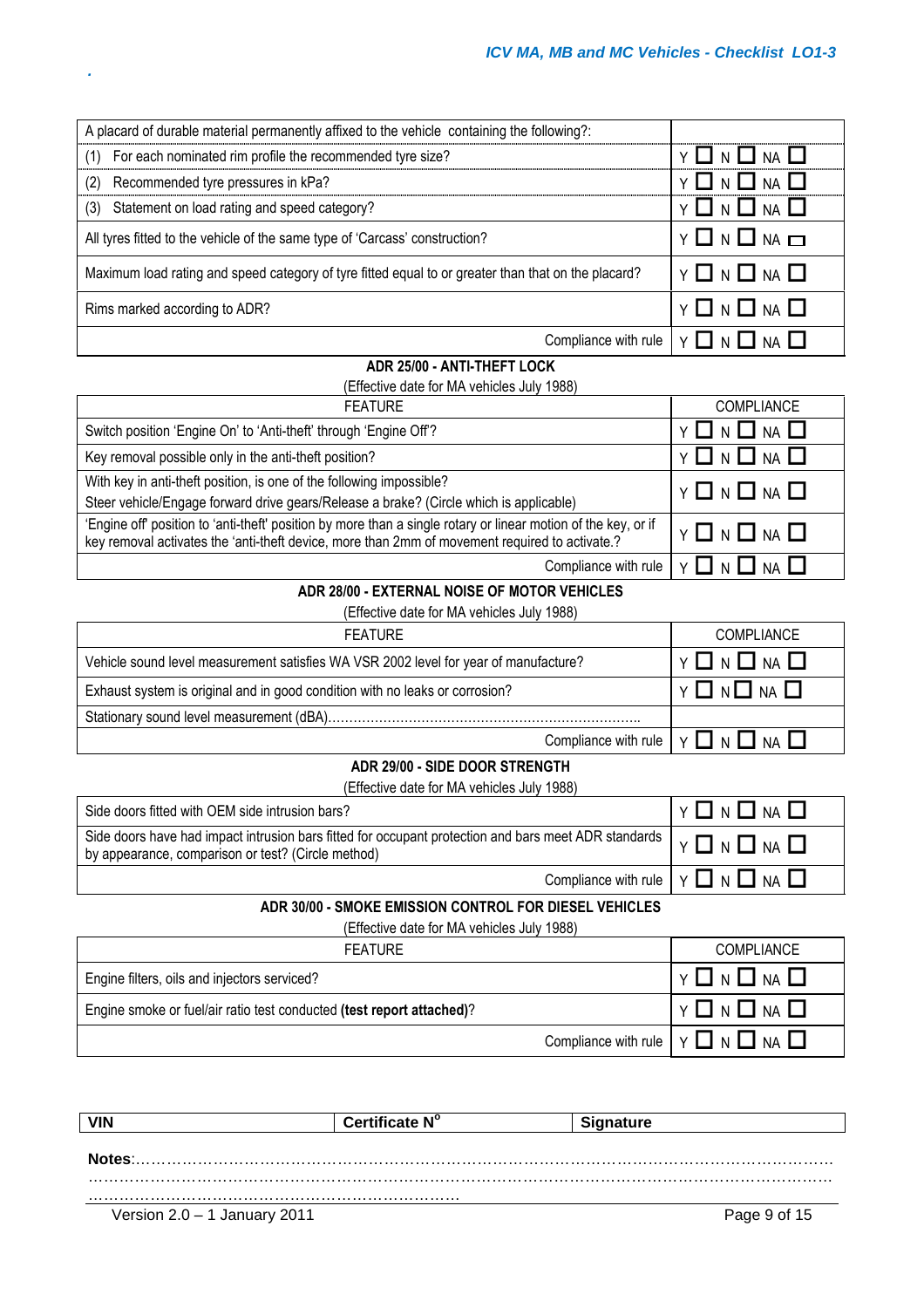| A placard of durable material permanently affixed to the vehicle containing the following?: | |
|---|---|
| (1) For each nominated rim profile the recommended tyre size? | Y ☐ N ☐ NA ☐ |
| (2) Recommended tyre pressures in kPa? | Y ☐ N ☐ NA ☐ |
| (3) Statement on load rating and speed category? | Y ☐ N ☐ NA ☐ |
| All tyres fitted to the vehicle of the same type of 'Carcass' construction? | Y ☐ N ☐ NA ☐ |
| Maximum load rating and speed category of tyre fitted equal to or greater than that on the placard? | Y ☐ N ☐ NA ☐ |
| Rims marked according to ADR? | Y ☐ N ☐ NA ☐ |
| Compliance with rule | Y ☐ N ☐ NA ☐ |

## ADR 25/00 - ANTI-THEFT LOCK

(Effective date for MA vehicles July 1988)

| FEATURE | COMPLIANCE |
|---|---|
| Switch position 'Engine On' to 'Anti-theft' through 'Engine Off'? | Y ☐ N ☐ NA ☐ |
| Key removal possible only in the anti-theft position? | Y ☐ N ☐ NA ☐ |
| With key in anti-theft position, is one of the following impossible?<br>Steer vehicle/Engage forward drive gears/Release a brake? (Circle which is applicable) | Y ☐ N ☐ NA ☐ |
| 'Engine off' position to 'anti-theft' position by more than a single rotary or linear motion of the key, or if key removal activates the 'anti-theft device, more than 2mm of movement required to activate.? | Y ☐ N ☐ NA ☐ |
| Compliance with rule | Y ☐ N ☐ NA ☐ |

## ADR 28/00 - EXTERNAL NOISE OF MOTOR VEHICLES

(Effective date for MA vehicles July 1988)

| FEATURE | COMPLIANCE |
|---|---|
| Vehicle sound level measurement satisfies WA VSR 2002 level for year of manufacture? | Y ☐ N ☐ NA ☐ |
| Exhaust system is original and in good condition with no leaks or corrosion? | Y ☐ N ☐ NA ☐ |
| Stationary sound level measurement (dBA)……………………………………………………………….. | |
| Compliance with rule | Y ☐ N ☐ NA ☐ |

## ADR 29/00 - SIDE DOOR STRENGTH

(Effective date for MA vehicles July 1988)

| | |
|---|---|
| Side doors fitted with OEM side intrusion bars? | Y ☐ N ☐ NA ☐ |
| Side doors have had impact intrusion bars fitted for occupant protection and bars meet ADR standards by appearance, comparison or test? (Circle method) | Y ☐ N ☐ NA ☐ |
| Compliance with rule | Y ☐ N ☐ NA ☐ |

## ADR 30/00 - SMOKE EMISSION CONTROL FOR DIESEL VEHICLES

(Effective date for MA vehicles July 1988)

| FEATURE | COMPLIANCE |
|---|---|
| Engine filters, oils and injectors serviced? | Y ☐ N ☐ NA ☐ |
| Engine smoke or fuel/air ratio test conducted **(test report attached)**? | Y ☐ N ☐ NA ☐ |
| Compliance with rule | Y ☐ N ☐ NA ☐ |

| VIN | Certificate N° | Signature |
|---|---|---|

**Notes**:……………………………………………………………………………………………………………………
……………………………………………………………………………………………………………………………
……………………………………………………………………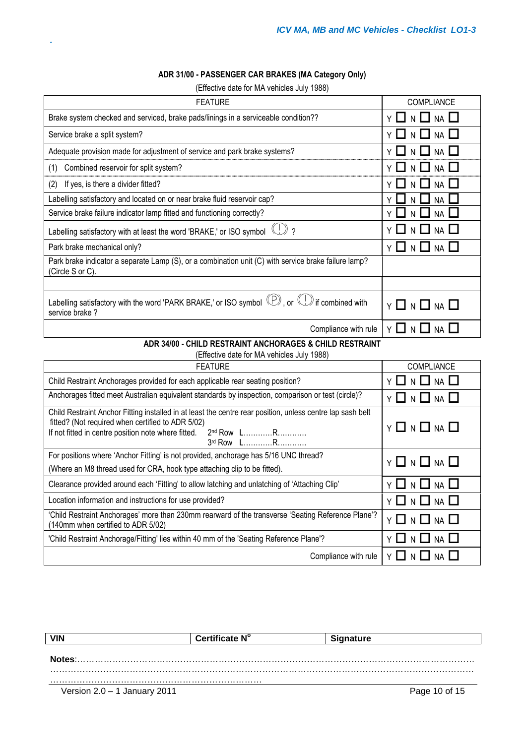### ADR 31/00 - PASSENGER CAR BRAKES (MA Category Only)

(Effective date for MA vehicles July 1988)

| FEATURE | COMPLIANCE |
|---|---|
| Brake system checked and serviced, brake pads/linings in a serviceable condition?? | Y ☐ N ☐ NA ☐ |
| Service brake a split system? | Y ☐ N ☐ NA ☐ |
| Adequate provision made for adjustment of service and park brake systems? | Y ☐ N ☐ NA ☐ |
| (1) Combined reservoir for split system? | Y ☐ N ☐ NA ☐ |
| (2) If yes, is there a divider fitted? | Y ☐ N ☐ NA ☐ |
| Labelling satisfactory and located on or near brake fluid reservoir cap? | Y ☐ N ☐ NA ☐ |
| Service brake failure indicator lamp fitted and functioning correctly? | Y ☐ N ☐ NA ☐ |
| Labelling satisfactory with at least the word 'BRAKE,' or ISO symbol (!) ? | Y ☐ N ☐ NA ☐ |
| Park brake mechanical only? | Y ☐ N ☐ NA ☐ |
| Park brake indicator a separate Lamp (S), or a combination unit (C) with service brake failure lamp? (Circle S or C). | |
| | |
| Labelling satisfactory with the word 'PARK BRAKE,' or ISO symbol (P), or (!) if combined with service brake ? | Y ☐ N ☐ NA ☐ |
| Compliance with rule | Y ☐ N ☐ NA ☐ |

### ADR 34/00 - CHILD RESTRAINT ANCHORAGES & CHILD RESTRAINT

(Effective date for MA vehicles July 1988)

| FEATURE | COMPLIANCE |
|---|---|
| Child Restraint Anchorages provided for each applicable rear seating position? | Y ☐ N ☐ NA ☐ |
| Anchorages fitted meet Australian equivalent standards by inspection, comparison or test (circle)? | Y ☐ N ☐ NA ☐ |
| Child Restraint Anchor Fitting installed in at least the centre rear position, unless centre lap sash belt fitted? (Not required when certified to ADR 5/02)<br>If not fitted in centre position note where fitted. 2nd Row L............R............<br>3rd Row L............R............ | Y ☐ N ☐ NA ☐ |
| For positions where 'Anchor Fitting' is not provided, anchorage has 5/16 UNC thread?<br>(Where an M8 thread used for CRA, hook type attaching clip to be fitted). | Y ☐ N ☐ NA ☐ |
| Clearance provided around each 'Fitting' to allow latching and unlatching of 'Attaching Clip' | Y ☐ N ☐ NA ☐ |
| Location information and instructions for use provided? | Y ☐ N ☐ NA ☐ |
| 'Child Restraint Anchorages' more than 230mm rearward of the transverse 'Seating Reference Plane'? (140mm when certified to ADR 5/02) | Y ☐ N ☐ NA ☐ |
| 'Child Restraint Anchorage/Fitting' lies within 40 mm of the 'Seating Reference Plane'? | Y ☐ N ☐ NA ☐ |
| Compliance with rule | Y ☐ N ☐ NA ☐ |

| VIN | Certificate N° | Signature |
|---|---|---|

**Notes**:……………………………………………………………………………………………………………
……………………………………………………………………………………………………………………
……………………………………………………………

Version 2.0 – 1 January 2011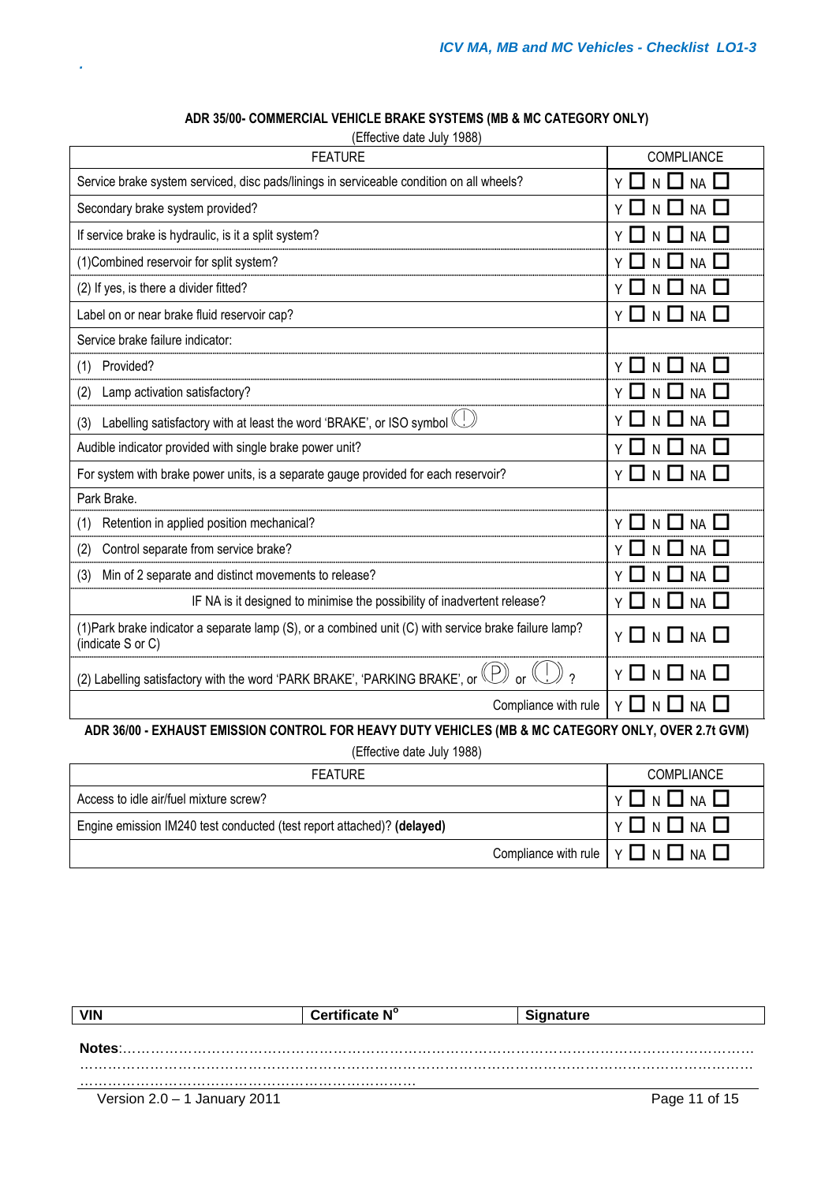**ADR 35/00- COMMERCIAL VEHICLE BRAKE SYSTEMS (MB & MC CATEGORY ONLY)**

(Effective date July 1988)

| FEATURE | COMPLIANCE |
|---|---|
| Service brake system serviced, disc pads/linings in serviceable condition on all wheels? | Y ☐ N ☐ NA ☐ |
| Secondary brake system provided? | Y ☐ N ☐ NA ☐ |
| If service brake is hydraulic, is it a split system? | Y ☐ N ☐ NA ☐ |
| (1)Combined reservoir for split system? | Y ☐ N ☐ NA ☐ |
| (2) If yes, is there a divider fitted? | Y ☐ N ☐ NA ☐ |
| Label on or near brake fluid reservoir cap? | Y ☐ N ☐ NA ☐ |
| Service brake failure indicator: | |
| (1) Provided? | Y ☐ N ☐ NA ☐ |
| (2) Lamp activation satisfactory? | Y ☐ N ☐ NA ☐ |
| (3) Labelling satisfactory with at least the word 'BRAKE', or ISO symbol (!) | Y ☐ N ☐ NA ☐ |
| Audible indicator provided with single brake power unit? | Y ☐ N ☐ NA ☐ |
| For system with brake power units, is a separate gauge provided for each reservoir? | Y ☐ N ☐ NA ☐ |
| Park Brake. | |
| (1) Retention in applied position mechanical? | Y ☐ N ☐ NA ☐ |
| (2) Control separate from service brake? | Y ☐ N ☐ NA ☐ |
| (3) Min of 2 separate and distinct movements to release? | Y ☐ N ☐ NA ☐ |
| IF NA is it designed to minimise the possibility of inadvertent release? | Y ☐ N ☐ NA ☐ |
| (1)Park brake indicator a separate lamp (S), or a combined unit (C) with service brake failure lamp? (indicate S or C) | Y ☐ N ☐ NA ☐ |
| (2) Labelling satisfactory with the word 'PARK BRAKE', 'PARKING BRAKE', or (P) or (!) ? | Y ☐ N ☐ NA ☐ |
| Compliance with rule | Y ☐ N ☐ NA ☐ |

**ADR 36/00 - EXHAUST EMISSION CONTROL FOR HEAVY DUTY VEHICLES (MB & MC CATEGORY ONLY, OVER 2.7t GVM)**

(Effective date July 1988)

| FEATURE | COMPLIANCE |
|---|---|
| Access to idle air/fuel mixture screw? | Y ☐ N ☐ NA ☐ |
| Engine emission IM240 test conducted (test report attached)? **(delayed)** | Y ☐ N ☐ NA ☐ |
| Compliance with rule | Y ☐ N ☐ NA ☐ |

| VIN | Certificate N° | Signature |
|---|---|---|

**Notes**:…………………………………………………………………………………………………………………
…………………………………………………………………………………………………………………………
……………………………………………………………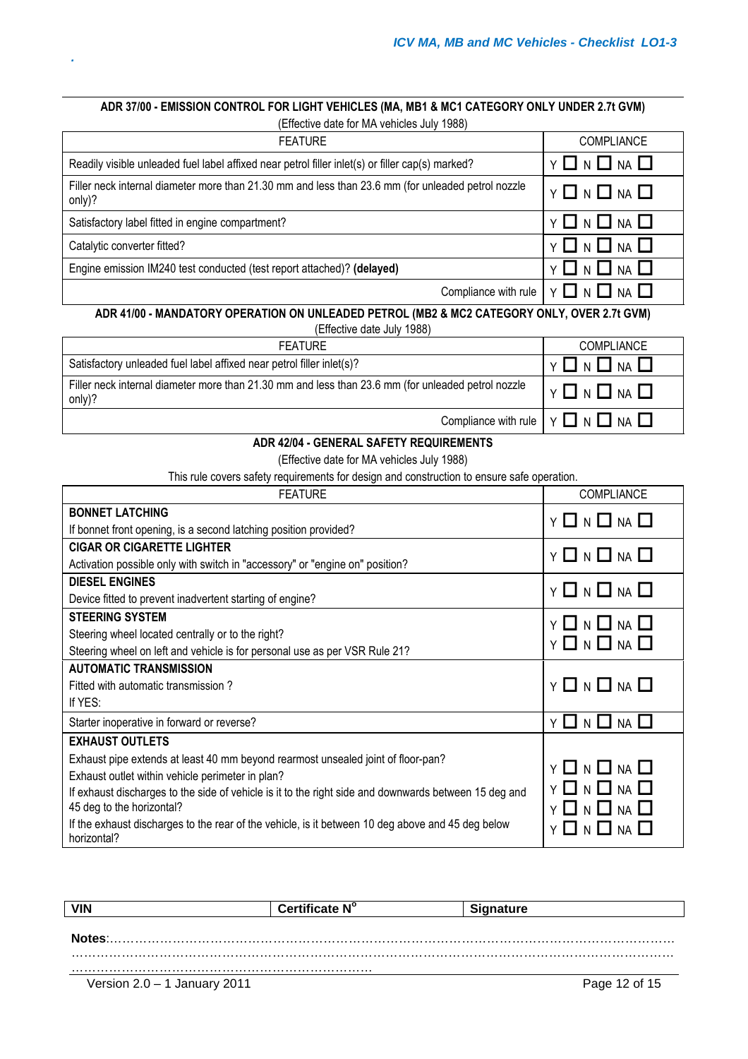### ADR 37/00 - EMISSION CONTROL FOR LIGHT VEHICLES (MA, MB1 & MC1 CATEGORY ONLY UNDER 2.7t GVM)

(Effective date for MA vehicles July 1988)

| FEATURE | COMPLIANCE |
|---|---|
| Readily visible unleaded fuel label affixed near petrol filler inlet(s) or filler cap(s) marked? | Y ☐ N ☐ NA ☐ |
| Filler neck internal diameter more than 21.30 mm and less than 23.6 mm (for unleaded petrol nozzle only)? | Y ☐ N ☐ NA ☐ |
| Satisfactory label fitted in engine compartment? | Y ☐ N ☐ NA ☐ |
| Catalytic converter fitted? | Y ☐ N ☐ NA ☐ |
| Engine emission IM240 test conducted (test report attached)? **(delayed)** | Y ☐ N ☐ NA ☐ |
| Compliance with rule | Y ☐ N ☐ NA ☐ |

### ADR 41/00 - MANDATORY OPERATION ON UNLEADED PETROL (MB2 & MC2 CATEGORY ONLY, OVER 2.7t GVM)

(Effective date July 1988)

| FEATURE | COMPLIANCE |
|---|---|
| Satisfactory unleaded fuel label affixed near petrol filler inlet(s)? | Y ☐ N ☐ NA ☐ |
| Filler neck internal diameter more than 21.30 mm and less than 23.6 mm (for unleaded petrol nozzle only)? | Y ☐ N ☐ NA ☐ |
| Compliance with rule | Y ☐ N ☐ NA ☐ |

### ADR 42/04 - GENERAL SAFETY REQUIREMENTS

(Effective date for MA vehicles July 1988)

This rule covers safety requirements for design and construction to ensure safe operation.

| FEATURE | COMPLIANCE |
|---|---|
| **BONNET LATCHING**<br>If bonnet front opening, is a second latching position provided? | Y ☐ N ☐ NA ☐ |
| **CIGAR OR CIGARETTE LIGHTER**<br>Activation possible only with switch in "accessory" or "engine on" position? | Y ☐ N ☐ NA ☐ |
| **DIESEL ENGINES**<br>Device fitted to prevent inadvertent starting of engine? | Y ☐ N ☐ NA ☐ |
| **STEERING SYSTEM**<br>Steering wheel located centrally or to the right?<br>Steering wheel on left and vehicle is for personal use as per VSR Rule 21? | Y ☐ N ☐ NA ☐<br>Y ☐ N ☐ NA ☐ |
| **AUTOMATIC TRANSMISSION**<br>Fitted with automatic transmission ?<br>If YES: | Y ☐ N ☐ NA ☐ |
| Starter inoperative in forward or reverse? | Y ☐ N ☐ NA ☐ |
| **EXHAUST OUTLETS**<br>Exhaust pipe extends at least 40 mm beyond rearmost unsealed joint of floor-pan?<br>Exhaust outlet within vehicle perimeter in plan?<br>If exhaust discharges to the side of vehicle is it to the right side and downwards between 15 deg and 45 deg to the horizontal?<br>If the exhaust discharges to the rear of the vehicle, is it between 10 deg above and 45 deg below horizontal? | Y ☐ N ☐ NA ☐<br>Y ☐ N ☐ NA ☐<br>Y ☐ N ☐ NA ☐<br>Y ☐ N ☐ NA ☐ |

| VIN | Certificate N° | Signature |
|---|---|---|

**Notes**:………………………………………………………………………………………………………………
…………………………………………………………………………………………………………………………
……………………………………………………………………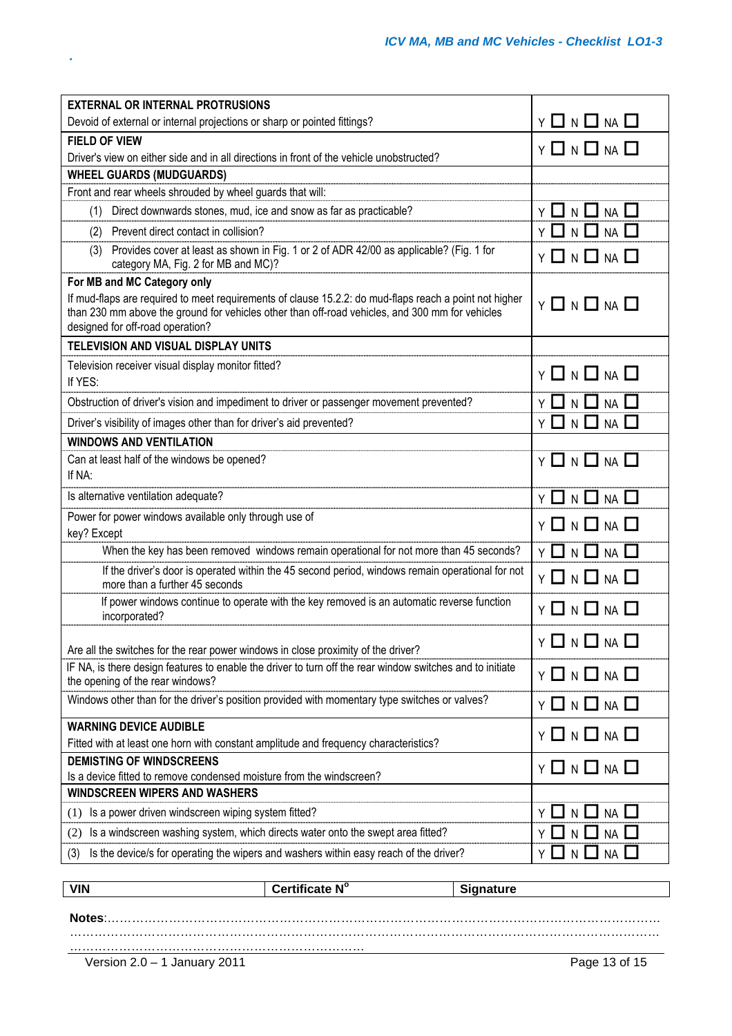| | |
|---|---|
| **EXTERNAL OR INTERNAL PROTRUSIONS** | |
| Devoid of external or internal projections or sharp or pointed fittings? | Y ☐ N ☐ NA ☐ |
| **FIELD OF VIEW** | |
| Driver's view on either side and in all directions in front of the vehicle unobstructed? | Y ☐ N ☐ NA ☐ |
| **WHEEL GUARDS (MUDGUARDS)** | |
| Front and rear wheels shrouded by wheel guards that will: | |
| (1) Direct downwards stones, mud, ice and snow as far as practicable? | Y ☐ N ☐ NA ☐ |
| (2) Prevent direct contact in collision? | Y ☐ N ☐ NA ☐ |
| (3) Provides cover at least as shown in Fig. 1 or 2 of ADR 42/00 as applicable? (Fig. 1 for category MA, Fig. 2 for MB and MC)? | Y ☐ N ☐ NA ☐ |
| **For MB and MC Category only** | |
| If mud-flaps are required to meet requirements of clause 15.2.2: do mud-flaps reach a point not higher than 230 mm above the ground for vehicles other than off-road vehicles, and 300 mm for vehicles designed for off-road operation? | Y ☐ N ☐ NA ☐ |
| **TELEVISION AND VISUAL DISPLAY UNITS** | |
| Television receiver visual display monitor fitted? If YES: | Y ☐ N ☐ NA ☐ |
| Obstruction of driver's vision and impediment to driver or passenger movement prevented? | Y ☐ N ☐ NA ☐ |
| Driver's visibility of images other than for driver's aid prevented? | Y ☐ N ☐ NA ☐ |
| **WINDOWS AND VENTILATION** | |
| Can at least half of the windows be opened? If NA: | Y ☐ N ☐ NA ☐ |
| Is alternative ventilation adequate? | Y ☐ N ☐ NA ☐ |
| Power for power windows available only through use of key? Except | Y ☐ N ☐ NA ☐ |
| When the key has been removed windows remain operational for not more than 45 seconds? | Y ☐ N ☐ NA ☐ |
| If the driver's door is operated within the 45 second period, windows remain operational for not more than a further 45 seconds | Y ☐ N ☐ NA ☐ |
| If power windows continue to operate with the key removed is an automatic reverse function incorporated? | Y ☐ N ☐ NA ☐ |
| Are all the switches for the rear power windows in close proximity of the driver? | Y ☐ N ☐ NA ☐ |
| IF NA, is there design features to enable the driver to turn off the rear window switches and to initiate the opening of the rear windows? | Y ☐ N ☐ NA ☐ |
| Windows other than for the driver's position provided with momentary type switches or valves? | Y ☐ N ☐ NA ☐ |
| **WARNING DEVICE AUDIBLE** | |
| Fitted with at least one horn with constant amplitude and frequency characteristics? | Y ☐ N ☐ NA ☐ |
| **DEMISTING OF WINDSCREENS** | |
| Is a device fitted to remove condensed moisture from the windscreen? | Y ☐ N ☐ NA ☐ |
| **WINDSCREEN WIPERS AND WASHERS** | |
| (1) Is a power driven windscreen wiping system fitted? | Y ☐ N ☐ NA ☐ |
| (2) Is a windscreen washing system, which directs water onto the swept area fitted? | Y ☐ N ☐ NA ☐ |
| (3) Is the device/s for operating the wipers and washers within easy reach of the driver? | Y ☐ N ☐ NA ☐ |

| VIN | Certificate N° | Signature |
|---|---|---|
| | | |

**Notes**:……………………………………………………………………………………………………………………
……………………………………………………………………………………………………………………………
…………………………………………………………………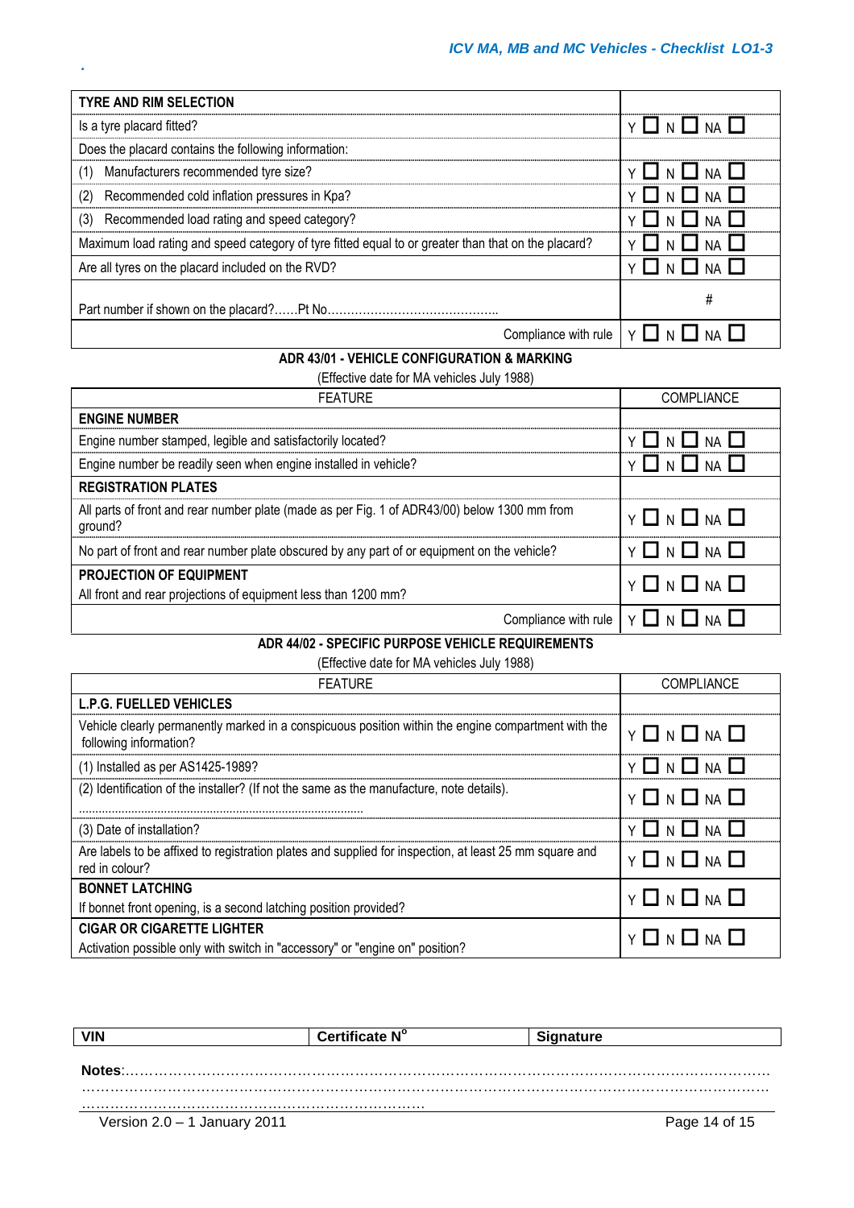| TYRE AND RIM SELECTION | |
|---|---|
| Is a tyre placard fitted? | Y ☐ N ☐ NA ☐ |
| Does the placard contains the following information: | |
| (1) Manufacturers recommended tyre size? | Y ☐ N ☐ NA ☐ |
| (2) Recommended cold inflation pressures in Kpa? | Y ☐ N ☐ NA ☐ |
| (3) Recommended load rating and speed category? | Y ☐ N ☐ NA ☐ |
| Maximum load rating and speed category of tyre fitted equal to or greater than that on the placard? | Y ☐ N ☐ NA ☐ |
| Are all tyres on the placard included on the RVD? | Y ☐ N ☐ NA ☐ |
| Part number if shown on the placard?……Pt No……………………………………. | # |
| Compliance with rule | Y ☐ N ☐ NA ☐ |

**ADR 43/01 - VEHICLE CONFIGURATION & MARKING**

(Effective date for MA vehicles July 1988)

| FEATURE | COMPLIANCE |
|---|---|
| **ENGINE NUMBER** | |
| Engine number stamped, legible and satisfactorily located? | Y ☐ N ☐ NA ☐ |
| Engine number be readily seen when engine installed in vehicle? | Y ☐ N ☐ NA ☐ |
| **REGISTRATION PLATES** | |
| All parts of front and rear number plate (made as per Fig. 1 of ADR43/00) below 1300 mm from ground? | Y ☐ N ☐ NA ☐ |
| No part of front and rear number plate obscured by any part of or equipment on the vehicle? | Y ☐ N ☐ NA ☐ |
| **PROJECTION OF EQUIPMENT**<br>All front and rear projections of equipment less than 1200 mm? | Y ☐ N ☐ NA ☐ |
| Compliance with rule | Y ☐ N ☐ NA ☐ |

**ADR 44/02 - SPECIFIC PURPOSE VEHICLE REQUIREMENTS**

(Effective date for MA vehicles July 1988)

| FEATURE | COMPLIANCE |
|---|---|
| **L.P.G. FUELLED VEHICLES** | |
| Vehicle clearly permanently marked in a conspicuous position within the engine compartment with the following information? | Y ☐ N ☐ NA ☐ |
| (1) Installed as per AS1425-1989? | Y ☐ N ☐ NA ☐ |
| (2) Identification of the installer? (If not the same as the manufacture, note details).<br>………………………………………………………………………… | Y ☐ N ☐ NA ☐ |
| (3) Date of installation? | Y ☐ N ☐ NA ☐ |
| Are labels to be affixed to registration plates and supplied for inspection, at least 25 mm square and red in colour? | Y ☐ N ☐ NA ☐ |
| **BONNET LATCHING**<br>If bonnet front opening, is a second latching position provided? | Y ☐ N ☐ NA ☐ |
| **CIGAR OR CIGARETTE LIGHTER**<br>Activation possible only with switch in "accessory" or "engine on" position? | Y ☐ N ☐ NA ☐ |

| VIN | Certificate N° | Signature |
|---|---|---|

**Notes**:……………………………………………………………………………………………………………………
……………………………………………………………………………………………………………………………
…………………………………………………………………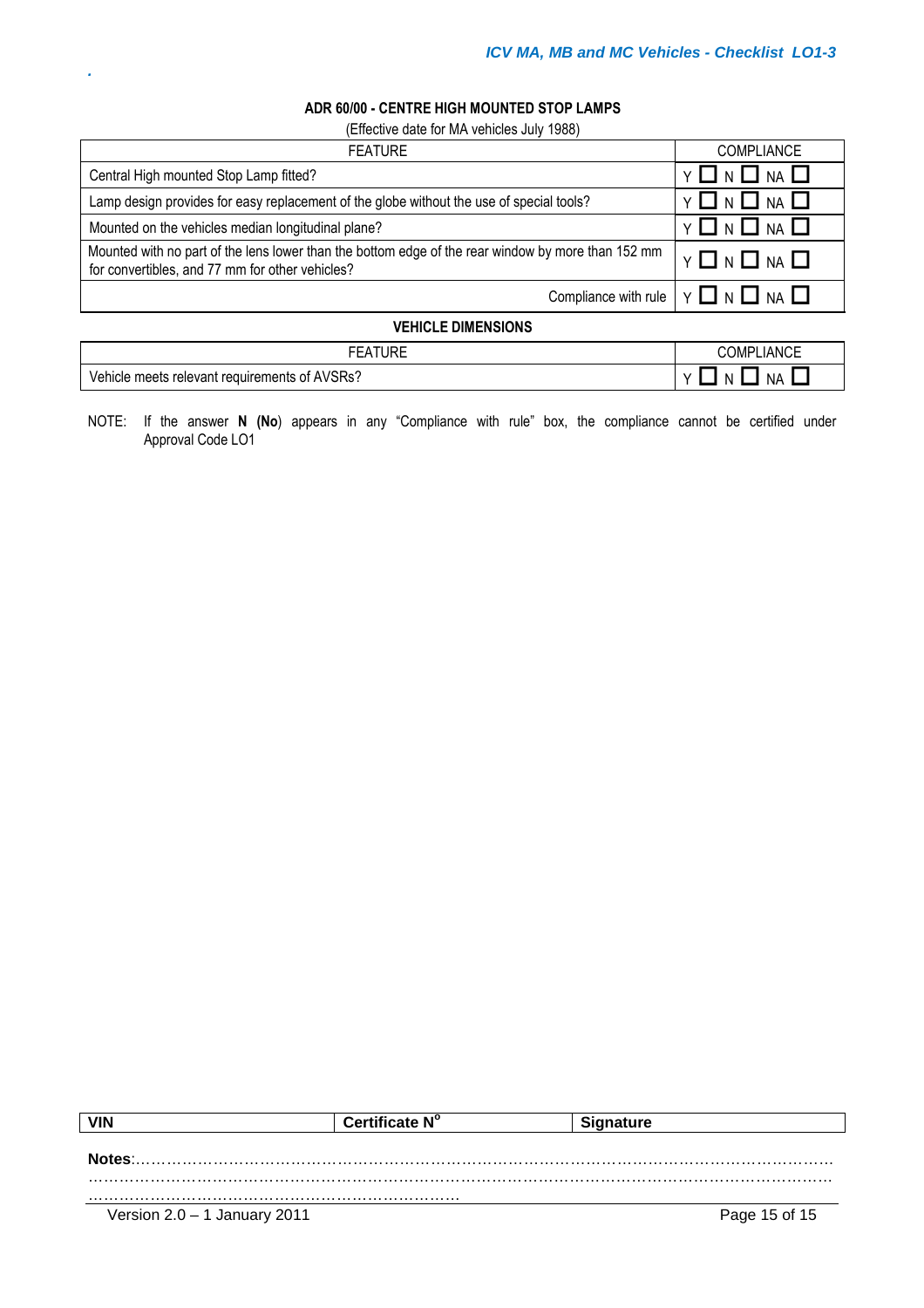## ADR 60/00 - CENTRE HIGH MOUNTED STOP LAMPS

(Effective date for MA vehicles July 1988)

| FEATURE | COMPLIANCE |
|---|---|
| Central High mounted Stop Lamp fitted? | Y ☐ N ☐ NA ☐ |
| Lamp design provides for easy replacement of the globe without the use of special tools? | Y ☐ N ☐ NA ☐ |
| Mounted on the vehicles median longitudinal plane? | Y ☐ N ☐ NA ☐ |
| Mounted with no part of the lens lower than the bottom edge of the rear window by more than 152 mm for convertibles, and 77 mm for other vehicles? | Y ☐ N ☐ NA ☐ |
| Compliance with rule | Y ☐ N ☐ NA ☐ |

## VEHICLE DIMENSIONS

| FEATURE | COMPLIANCE |
|---|---|
| Vehicle meets relevant requirements of AVSRs? | Y ☐ N ☐ NA ☐ |

NOTE: If the answer **N (No**) appears in any "Compliance with rule" box, the compliance cannot be certified under Approval Code LO1

| VIN | Certificate N° | Signature |
|---|---|---|

**Notes**:………………………………………………………………………………………………………………
…………………………………………………………………………………………………………………………
…………………………………………………………………